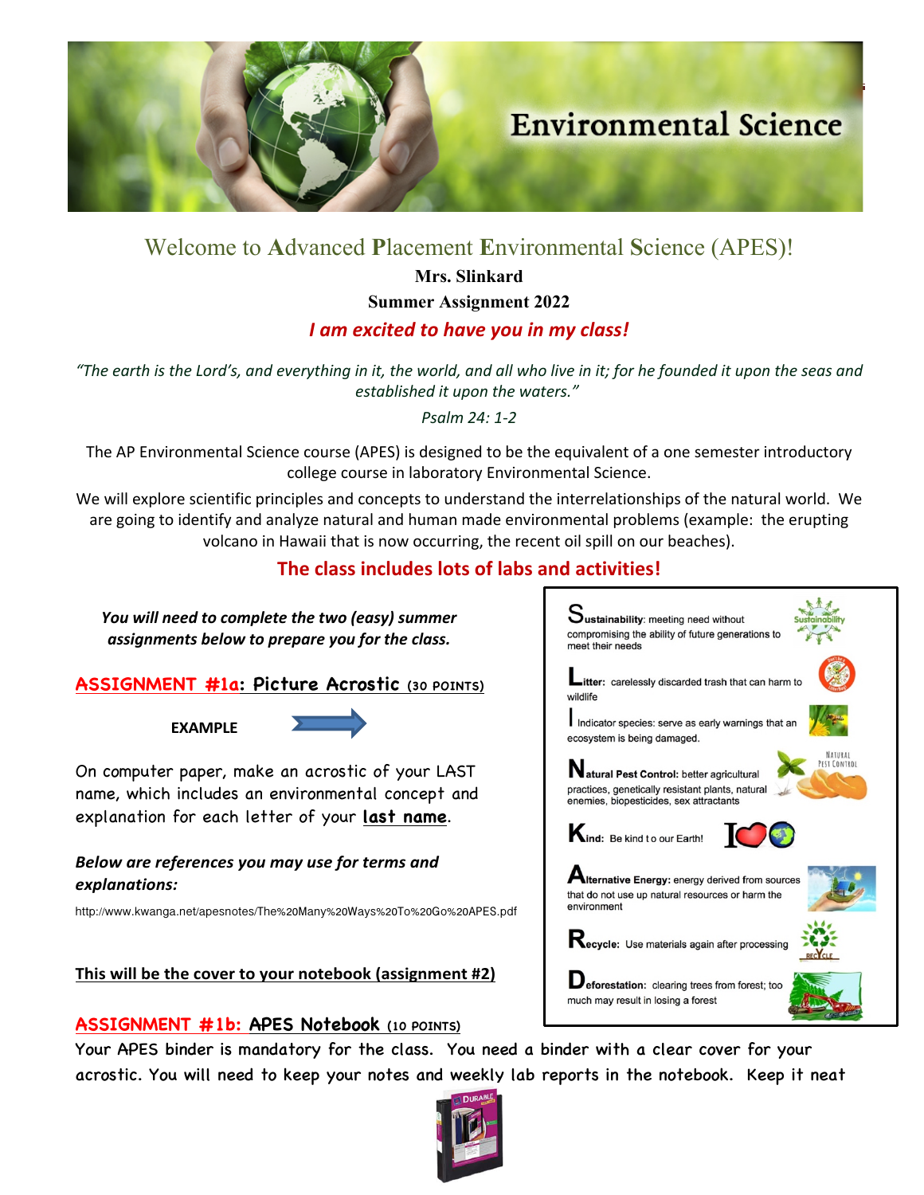# Environmental Science

## Welcome to Advanced Placement Environmental Science (APES)!

**Mrs. Slinkard**

**Summer Assignment 2022**

***I am excited to have you in my class!***

*"The earth is the Lord's, and everything in it, the world, and all who live in it; for he founded it upon the seas and established it upon the waters."*

*Psalm 24: 1-2*

The AP Environmental Science course (APES) is designed to be the equivalent of a one semester introductory college course in laboratory Environmental Science.

We will explore scientific principles and concepts to understand the interrelationships of the natural world. We are going to identify and analyze natural and human made environmental problems (example: the erupting volcano in Hawaii that is now occurring, the recent oil spill on our beaches).

**The class includes lots of labs and activities!**

***You will need to complete the two (easy) summer assignments below to prepare you for the class.***

## ASSIGNMENT #1a: Picture Acrostic (30 POINTS)

**EXAMPLE** →

**S**ustainability: meeting need without compromising the ability of future generations to meet their needs

**L**itter: carelessly discarded trash that can harm to wildlife

**I** Indicator species: serve as early warnings that an ecosystem is being damaged.

**N**atural Pest Control: better agricultural practices, genetically resistant plants, natural enemies, biopesticides, sex attractants

**K**ind: Be kind to our Earth!

**A**lternative Energy: energy derived from sources that do not use up natural resources or harm the environment

**R**ecycle: Use materials again after processing

**D**eforestation: clearing trees from forest; too much may result in losing a forest

On computer paper, make an acrostic of your LAST name, which includes an environmental concept and explanation for each letter of your **last name**.

***Below are references you may use for terms and explanations:***

http://www.kwanga.net/apesnotes/The%20Many%20Ways%20To%20Go%20APES.pdf

**This will be the cover to your notebook (assignment #2)**

## ASSIGNMENT #1b: APES Notebook (10 POINTS)

Your APES binder is mandatory for the class. You need a binder with a clear cover for your acrostic. You will need to keep your notes and weekly lab reports in the notebook. Keep it neat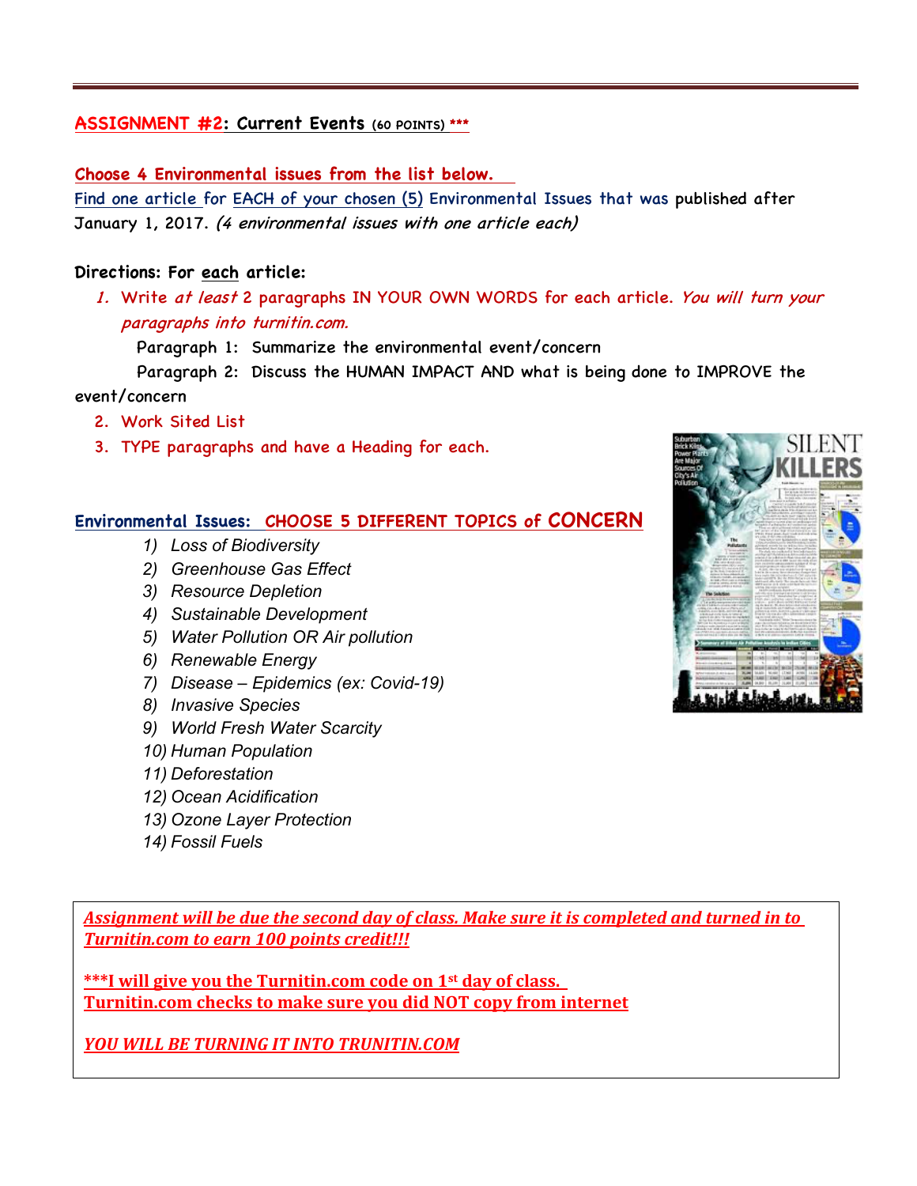## ASSIGNMENT #2: Current Events (60 POINTS) ***

**Choose 4 Environmental issues from the list below.**

Find one article for EACH of your chosen (5) Environmental Issues that was published after January 1, 2017. *(4 environmental issues with one article each)*

**Directions: For each article:**

1. Write *at least* 2 paragraphs IN YOUR OWN WORDS for each article. *You will turn your paragraphs into turnitin.com.*

   Paragraph 1: Summarize the environmental event/concern

   Paragraph 2: Discuss the HUMAN IMPACT AND what is being done to IMPROVE the event/concern

2. Work Sited List
3. TYPE paragraphs and have a Heading for each.

### Environmental Issues: CHOOSE 5 DIFFERENT TOPICS of CONCERN

1) *Loss of Biodiversity*
2) *Greenhouse Gas Effect*
3) *Resource Depletion*
4) *Sustainable Development*
5) *Water Pollution OR Air pollution*
6) *Renewable Energy*
7) *Disease – Epidemics (ex: Covid-19)*
8) *Invasive Species*
9) *World Fresh Water Scarcity*
10) *Human Population*
11) *Deforestation*
12) *Ocean Acidification*
13) *Ozone Layer Protection*
14) *Fossil Fuels*

***Assignment will be due the second day of class. Make sure it is completed and turned in to Turnitin.com to earn 100 points credit!!!***

**\*\*\*I will give you the Turnitin.com code on 1st day of class.**
**Turnitin.com checks to make sure you did NOT copy from internet**

***YOU WILL BE TURNING IT INTO TRUNITIN.COM***